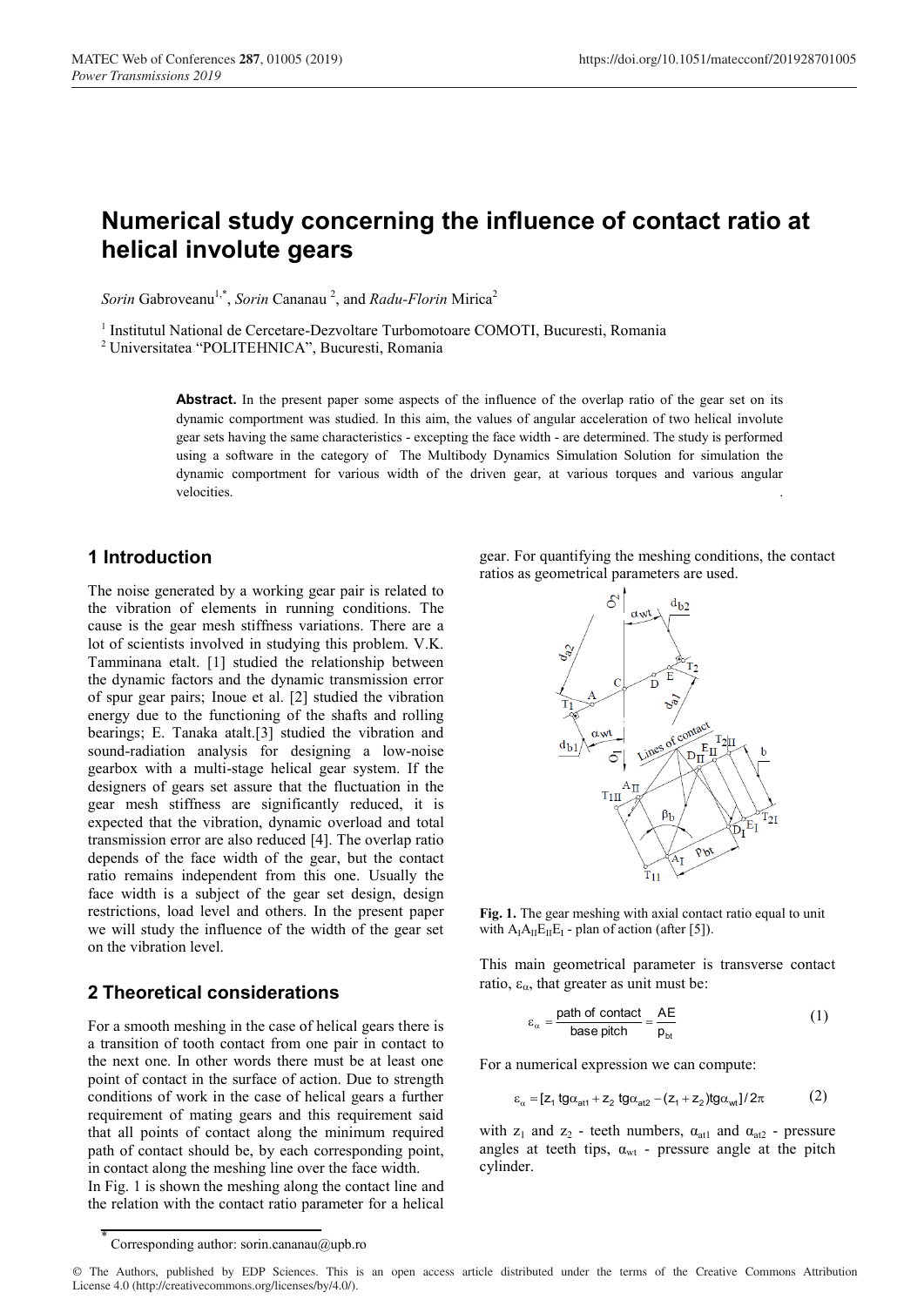# Numerical study concerning the influence of contact ratio at helical involute gears

*Sorin* Gabroveanu[1,*], *Sorin* Cananau [2], and *Radu-Florin* Mirica[2]

[1] Institutul National de Cercetare-Dezvoltare Turbomotoare COMOTI, Bucuresti, Romania
[2] Universitatea "POLITEHNICA", Bucuresti, Romania

**Abstract.** In the present paper some aspects of the influence of the overlap ratio of the gear set on its dynamic comportment was studied. In this aim, the values of angular acceleration of two helical involute gear sets having the same characteristics - excepting the face width - are determined. The study is performed using a software in the category of The Multibody Dynamics Simulation Solution for simulation the dynamic comportment for various width of the driven gear, at various torques and various angular velocities.

## 1 Introduction

The noise generated by a working gear pair is related to the vibration of elements in running conditions. The cause is the gear mesh stiffness variations. There are a lot of scientists involved in studying this problem. V.K. Tamminana etalt. [1] studied the relationship between the dynamic factors and the dynamic transmission error of spur gear pairs; Inoue et al. [2] studied the vibration energy due to the functioning of the shafts and rolling bearings; E. Tanaka atalt.[3] studied the vibration and sound-radiation analysis for designing a low-noise gearbox with a multi-stage helical gear system. If the designers of gears set assure that the fluctuation in the gear mesh stiffness are significantly reduced, it is expected that the vibration, dynamic overload and total transmission error are also reduced [4]. The overlap ratio depends of the face width of the gear, but the contact ratio remains independent from this one. Usually the face width is a subject of the gear set design, design restrictions, load level and others. In the present paper we will study the influence of the width of the gear set on the vibration level.

## 2 Theoretical considerations

For a smooth meshing in the case of helical gears there is a transition of tooth contact from one pair in contact to the next one. In other words there must be at least one point of contact in the surface of action. Due to strength conditions of work in the case of helical gears a further requirement of mating gears and this requirement said that all points of contact along the minimum required path of contact should be, by each corresponding point, in contact along the meshing line over the face width.
In Fig. 1 is shown the meshing along the contact line and the relation with the contact ratio parameter for a helical gear. For quantifying the meshing conditions, the contact ratios as geometrical parameters are used.

**Fig. 1.** The gear meshing with axial contact ratio equal to unit with $A_I A_{II} E_{II} E_I$ - plan of action (after [5]).

This main geometrical parameter is transverse contact ratio, $\varepsilon_\alpha$, that greater as unit must be:

$$\varepsilon_\alpha = \frac{\text{path of contact}}{\text{base pitch}} = \frac{AE}{p_{bt}} \quad (1)$$

For a numerical expression we can compute:

$$\varepsilon_\alpha = [z_1 \operatorname{tg}\alpha_{at1} + z_2 \operatorname{tg}\alpha_{at2} - (z_1 + z_2)\operatorname{tg}\alpha_{wt}]/2\pi \quad (2)$$

with $z_1$ and $z_2$ - teeth numbers, $\alpha_{at1}$ and $\alpha_{at2}$ - pressure angles at teeth tips, $\alpha_{wt}$ - pressure angle at the pitch cylinder.

* Corresponding author: sorin.cananau@upb.ro

© The Authors, published by EDP Sciences. This is an open access article distributed under the terms of the Creative Commons Attribution License 4.0 (http://creativecommons.org/licenses/by/4.0/).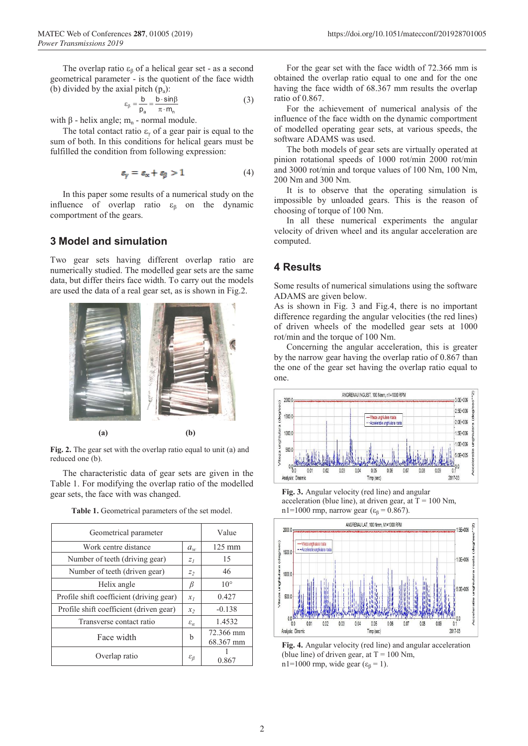The overlap ratio $\varepsilon_\beta$ of a helical gear set - as a second geometrical parameter - is the quotient of the face width (b) divided by the axial pitch ($p_a$):

$$\varepsilon_\beta = \frac{b}{p_a} = \frac{b \cdot \sin\beta}{\pi \cdot m_n} \quad (3)$$

with β - helix angle; $m_n$ - normal module.

The total contact ratio $\varepsilon_\gamma$ of a gear pair is equal to the sum of both. In this conditions for helical gears must be fulfilled the condition from following expression:

$$\varepsilon_\gamma = \varepsilon_\alpha + \varepsilon_\beta > 1 \quad (4)$$

In this paper some results of a numerical study on the influence of overlap ratio $\varepsilon_\beta$ on the dynamic comportment of the gears.

## 3 Model and simulation

Two gear sets having different overlap ratio are numerically studied. The modelled gear sets are the same data, but differ theirs face width. To carry out the models are used the data of a real gear set, as is shown in Fig.2.

(a) (b)

**Fig. 2.** The gear set with the overlap ratio equal to unit (a) and reduced one (b).

The characteristic data of gear sets are given in the Table 1. For modifying the overlap ratio of the modelled gear sets, the face with was changed.

**Table 1.** Geometrical parameters of the set model.

| Geometrical parameter | | Value |
|---|---|---|
| Work centre distance | $a_w$ | 125 mm |
| Number of teeth (driving gear) | $z_1$ | 15 |
| Number of teeth (driven gear) | $z_2$ | 46 |
| Helix angle | $\beta$ | 10° |
| Profile shift coefficient (driving gear) | $x_1$ | 0.427 |
| Profile shift coefficient (driven gear) | $x_2$ | -0.138 |
| Transverse contact ratio | $\varepsilon_\alpha$ | 1.4532 |
| Face width | b | 72.366 mm<br>68.367 mm |
| Overlap ratio | $\varepsilon_\beta$ | 1<br>0.867 |

For the gear set with the face width of 72.366 mm is obtained the overlap ratio equal to one and for the one having the face width of 68.367 mm results the overlap ratio of 0.867.

For the achievement of numerical analysis of the influence of the face width on the dynamic comportment of modelled operating gear sets, at various speeds, the software ADAMS was used.

The both models of gear sets are virtually operated at pinion rotational speeds of 1000 rot/min 2000 rot/min and 3000 rot/min and torque values of 100 Nm, 100 Nm, 200 Nm and 300 Nm.

It is to observe that the operating simulation is impossible by unloaded gears. This is the reason of choosing of torque of 100 Nm.

In all these numerical experiments the angular velocity of driven wheel and its angular acceleration are computed.

## 4 Results

Some results of numerical simulations using the software ADAMS are given below.

As is shown in Fig. 3 and Fig.4, there is no important difference regarding the angular velocities (the red lines) of driven wheels of the modelled gear sets at 1000 rot/min and the torque of 100 Nm.

Concerning the angular acceleration, this is greater by the narrow gear having the overlap ratio of 0.867 than the one of the gear set having the overlap ratio equal to one.

**Fig. 3.** Angular velocity (red line) and angular acceleration (blue line), at driven gear, at T = 100 Nm, n1=1000 rmp, narrow gear ($\varepsilon_\beta$ = 0.867).

**Fig. 4.** Angular velocity (red line) and angular acceleration (blue line) of driven gear, at T = 100 Nm, n1=1000 rmp, wide gear ($\varepsilon_\beta$ = 1).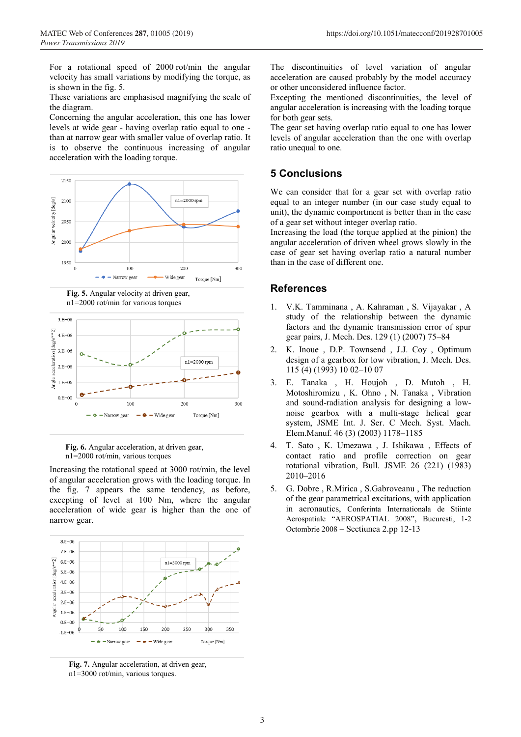For a rotational speed of 2000 rot/min the angular velocity has small variations by modifying the torque, as is shown in the fig. 5.

These variations are emphasised magnifying the scale of the diagram.

Concerning the angular acceleration, this one has lower levels at wide gear - having overlap ratio equal to one - than at narrow gear with smaller value of overlap ratio. It is to observe the continuous increasing of angular acceleration with the loading torque.

2150
2100
2050
2000
1950
Angular velocity [deg/s]
0
100
200
300
n1=2000 rpm
Narrow gear
Wide gear
Torque [Nm]

**Fig. 5.** Angular velocity at driven gear, n1=2000 rot/min for various torques

5.E+06
4.E+06
3.E+06
2.E+06
1.E+06
0.E+00
Angle acceleration [deg/s**2]
0
100
200
300
n1=2000 rpm
Narrow gear
Wide gear
Torque [Nm]

**Fig. 6.** Angular acceleration, at driven gear, n1=2000 rot/min, various torques

Increasing the rotational speed at 3000 rot/min, the level of angular acceleration grows with the loading torque. In the fig. 7 appears the same tendency, as before, excepting of level at 100 Nm, where the angular acceleration of wide gear is higher than the one of narrow gear.

8.E+06
7.E+06
6.E+06
5.E+06
4.E+06
3.E+06
2.E+06
1.E+06
0.E+00
-1.E+06
Angular acceleration [deg/s**2]
0
50
100
150
200
250
300
350
n1=3000 rpm
Narrow gear
Wide gear
Torque [Nm]

**Fig. 7.** Angular acceleration, at driven gear, n1=3000 rot/min, various torques.

The discontinuities of level variation of angular acceleration are caused probably by the model accuracy or other unconsidered influence factor.

Excepting the mentioned discontinuities, the level of angular acceleration is increasing with the loading torque for both gear sets.

The gear set having overlap ratio equal to one has lower levels of angular acceleration than the one with overlap ratio unequal to one.

## 5 Conclusions

We can consider that for a gear set with overlap ratio equal to an integer number (in our case study equal to unit), the dynamic comportment is better than in the case of a gear set without integer overlap ratio.

Increasing the load (the torque applied at the pinion) the angular acceleration of driven wheel grows slowly in the case of gear set having overlap ratio a natural number than in the case of different one.

## References

1. V.K. Tamminana , A. Kahraman , S. Vijayakar , A study of the relationship between the dynamic factors and the dynamic transmission error of spur gear pairs, J. Mech. Des. 129 (1) (2007) 75–84
2. K. Inoue , D.P. Townsend , J.J. Coy , Optimum design of a gearbox for low vibration, J. Mech. Des. 115 (4) (1993) 10 02–10 07
3. E. Tanaka , H. Houjoh , D. Mutoh , H. Motoshiromizu , K. Ohno , N. Tanaka , Vibration and sound-radiation analysis for designing a low-noise gearbox with a multi-stage helical gear system, JSME Int. J. Ser. C Mech. Syst. Mach. Elem.Manuf. 46 (3) (2003) 1178–1185
4. T. Sato , K. Umezawa , J. Ishikawa , Effects of contact ratio and profile correction on gear rotational vibration, Bull. JSME 26 (221) (1983) 2010–2016
5. G. Dobre , R.Mirica , S.Gabroveanu , The reduction of the gear parametrical excitations, with application in aeronautics, Conferinta Internationala de Stiinte Aerospatiale "AEROSPATIAL 2008", Bucuresti, 1-2 Octombrie 2008 – Sectiunea 2.pp 12-13